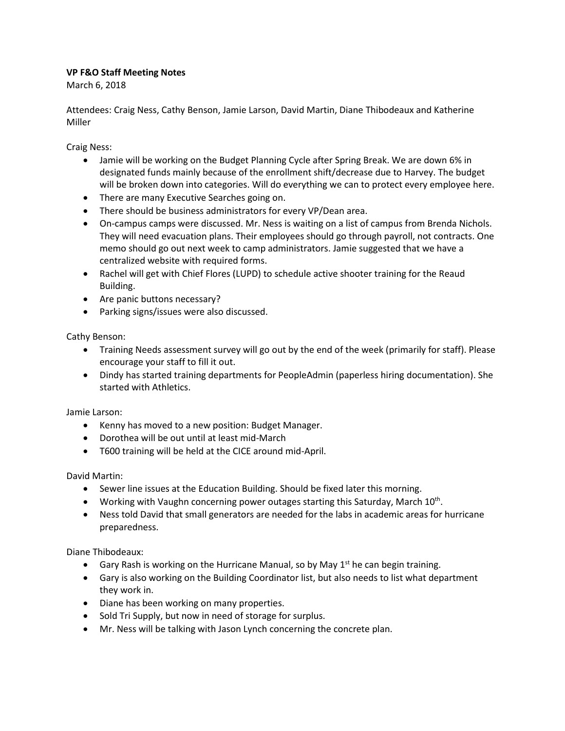**VP F&O Staff Meeting Notes**

March 6, 2018

Attendees: Craig Ness, Cathy Benson, Jamie Larson, David Martin, Diane Thibodeaux and Katherine Miller

Craig Ness:

- Jamie will be working on the Budget Planning Cycle after Spring Break. We are down 6% in designated funds mainly because of the enrollment shift/decrease due to Harvey. The budget will be broken down into categories. Will do everything we can to protect every employee here.
- There are many Executive Searches going on.
- There should be business administrators for every VP/Dean area.
- On-campus camps were discussed. Mr. Ness is waiting on a list of campus from Brenda Nichols. They will need evacuation plans. Their employees should go through payroll, not contracts. One memo should go out next week to camp administrators. Jamie suggested that we have a centralized website with required forms.
- Rachel will get with Chief Flores (LUPD) to schedule active shooter training for the Reaud Building.
- Are panic buttons necessary?
- Parking signs/issues were also discussed.

Cathy Benson:

- Training Needs assessment survey will go out by the end of the week (primarily for staff). Please encourage your staff to fill it out.
- Dindy has started training departments for PeopleAdmin (paperless hiring documentation). She started with Athletics.

Jamie Larson:

- Kenny has moved to a new position: Budget Manager.
- Dorothea will be out until at least mid-March
- T600 training will be held at the CICE around mid-April.

David Martin:

- Sewer line issues at the Education Building. Should be fixed later this morning.
- Working with Vaughn concerning power outages starting this Saturday, March 10th.
- Ness told David that small generators are needed for the labs in academic areas for hurricane preparedness.

Diane Thibodeaux:

- Gary Rash is working on the Hurricane Manual, so by May 1st he can begin training.
- Gary is also working on the Building Coordinator list, but also needs to list what department they work in.
- Diane has been working on many properties.
- Sold Tri Supply, but now in need of storage for surplus.
- Mr. Ness will be talking with Jason Lynch concerning the concrete plan.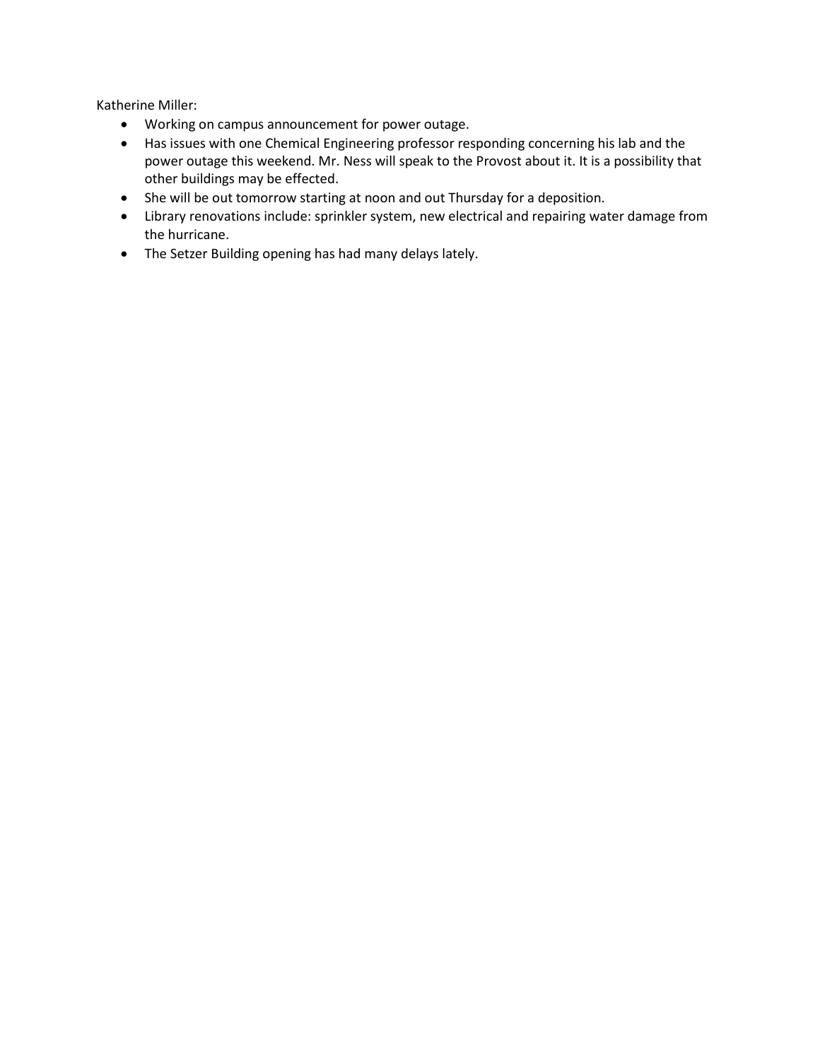Katherine Miller:

- Working on campus announcement for power outage.
- Has issues with one Chemical Engineering professor responding concerning his lab and the power outage this weekend. Mr. Ness will speak to the Provost about it. It is a possibility that other buildings may be effected.
- She will be out tomorrow starting at noon and out Thursday for a deposition.
- Library renovations include: sprinkler system, new electrical and repairing water damage from the hurricane.
- The Setzer Building opening has had many delays lately.